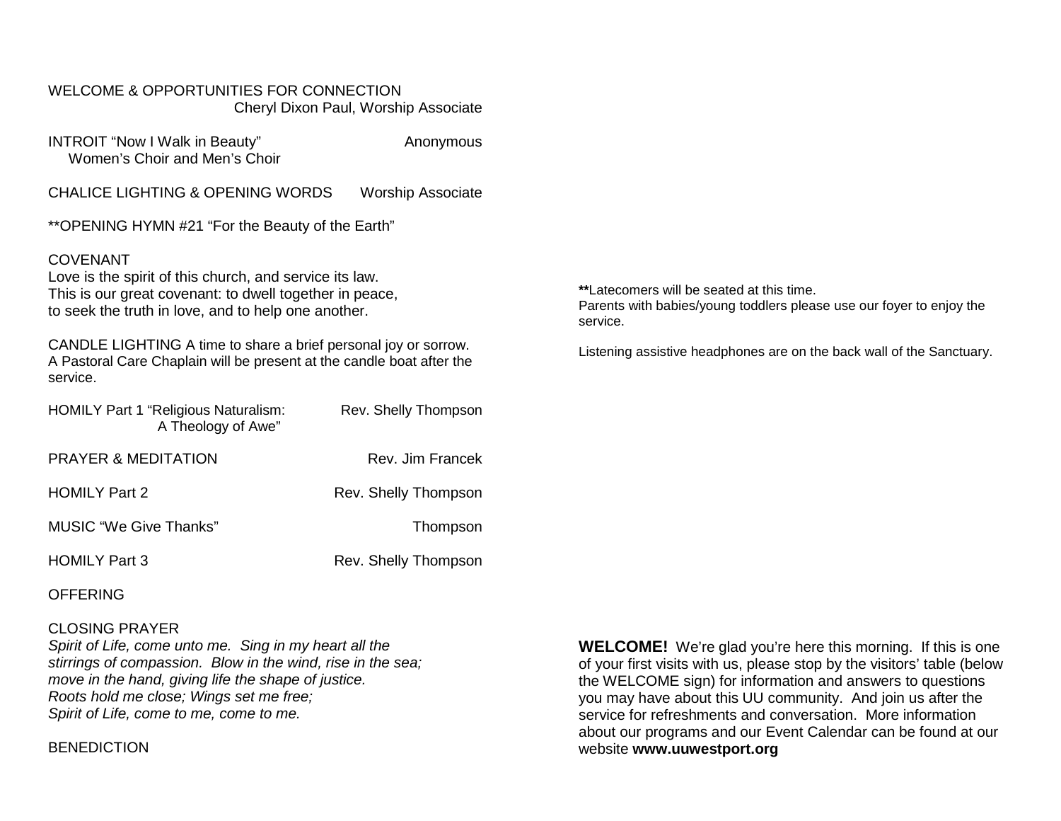WELCOME & OPPORTUNITIES FOR CONNECTION
Cheryl Dixon Paul, Worship Associate

INTROIT "Now I Walk in Beauty" — Anonymous
Women's Choir and Men's Choir

CHALICE LIGHTING & OPENING WORDS — Worship Associate

**OPENING HYMN #21 "For the Beauty of the Earth"

COVENANT
Love is the spirit of this church, and service its law.
This is our great covenant: to dwell together in peace,
to seek the truth in love, and to help one another.

CANDLE LIGHTING A time to share a brief personal joy or sorrow. A Pastoral Care Chaplain will be present at the candle boat after the service.

HOMILY Part 1 "Religious Naturalism: A Theology of Awe" — Rev. Shelly Thompson

PRAYER & MEDITATION — Rev. Jim Francek

HOMILY Part 2 — Rev. Shelly Thompson

MUSIC "We Give Thanks" — Thompson

HOMILY Part 3 — Rev. Shelly Thompson

OFFERING

CLOSING PRAYER
*Spirit of Life, come unto me. Sing in my heart all the stirrings of compassion. Blow in the wind, rise in the sea; move in the hand, giving life the shape of justice.*
*Roots hold me close; Wings set me free;*
*Spirit of Life, come to me, come to me.*

BENEDICTION

**Latecomers will be seated at this time.
Parents with babies/young toddlers please use our foyer to enjoy the service.

Listening assistive headphones are on the back wall of the Sanctuary.

**WELCOME!** We're glad you're here this morning. If this is one of your first visits with us, please stop by the visitors' table (below the WELCOME sign) for information and answers to questions you may have about this UU community. And join us after the service for refreshments and conversation. More information about our programs and our Event Calendar can be found at our website **www.uuwestport.org**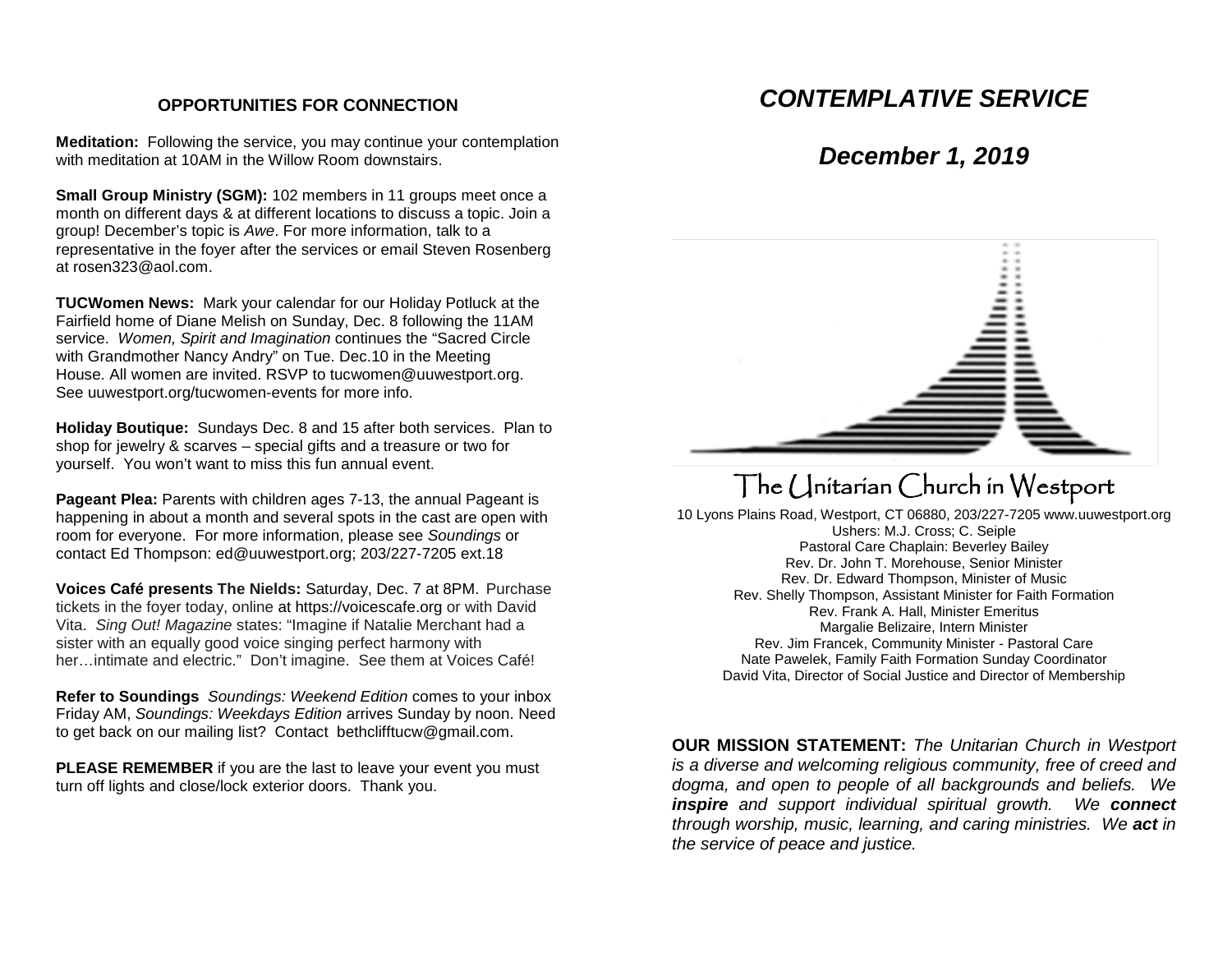## OPPORTUNITIES FOR CONNECTION

**Meditation:** Following the service, you may continue your contemplation with meditation at 10AM in the Willow Room downstairs.

**Small Group Ministry (SGM):** 102 members in 11 groups meet once a month on different days & at different locations to discuss a topic. Join a group! December's topic is *Awe*. For more information, talk to a representative in the foyer after the services or email Steven Rosenberg at rosen323@aol.com.

**TUCWomen News:** Mark your calendar for our Holiday Potluck at the Fairfield home of Diane Melish on Sunday, Dec. 8 following the 11AM service. *Women, Spirit and Imagination* continues the "Sacred Circle with Grandmother Nancy Andry" on Tue. Dec.10 in the Meeting House. All women are invited. RSVP to tucwomen@uuwestport.org. See uuwestport.org/tucwomen-events for more info.

**Holiday Boutique:** Sundays Dec. 8 and 15 after both services. Plan to shop for jewelry & scarves – special gifts and a treasure or two for yourself. You won't want to miss this fun annual event.

**Pageant Plea:** Parents with children ages 7-13, the annual Pageant is happening in about a month and several spots in the cast are open with room for everyone. For more information, please see *Soundings* or contact Ed Thompson: ed@uuwestport.org; 203/227-7205 ext.18

**Voices Café presents The Nields:** Saturday, Dec. 7 at 8PM. Purchase tickets in the foyer today, online at https://voicescafe.org or with David Vita. *Sing Out! Magazine* states: "Imagine if Natalie Merchant had a sister with an equally good voice singing perfect harmony with her…intimate and electric." Don't imagine. See them at Voices Café!

**Refer to Soundings** *Soundings: Weekend Edition* comes to your inbox Friday AM, *Soundings: Weekdays Edition* arrives Sunday by noon. Need to get back on our mailing list? Contact bethclifftucw@gmail.com.

**PLEASE REMEMBER** if you are the last to leave your event you must turn off lights and close/lock exterior doors. Thank you.

# *CONTEMPLATIVE SERVICE*

## *December 1, 2019*

## The Unitarian Church in Westport

10 Lyons Plains Road, Westport, CT 06880, 203/227-7205 www.uuwestport.org
Ushers: M.J. Cross; C. Seiple
Pastoral Care Chaplain: Beverley Bailey
Rev. Dr. John T. Morehouse, Senior Minister
Rev. Dr. Edward Thompson, Minister of Music
Rev. Shelly Thompson, Assistant Minister for Faith Formation
Rev. Frank A. Hall, Minister Emeritus
Margalie Belizaire, Intern Minister
Rev. Jim Francek, Community Minister - Pastoral Care
Nate Pawelek, Family Faith Formation Sunday Coordinator
David Vita, Director of Social Justice and Director of Membership

**OUR MISSION STATEMENT:** *The Unitarian Church in Westport is a diverse and welcoming religious community, free of creed and dogma, and open to people of all backgrounds and beliefs. We **inspire** and support individual spiritual growth. We **connect** through worship, music, learning, and caring ministries. We **act** in the service of peace and justice.*